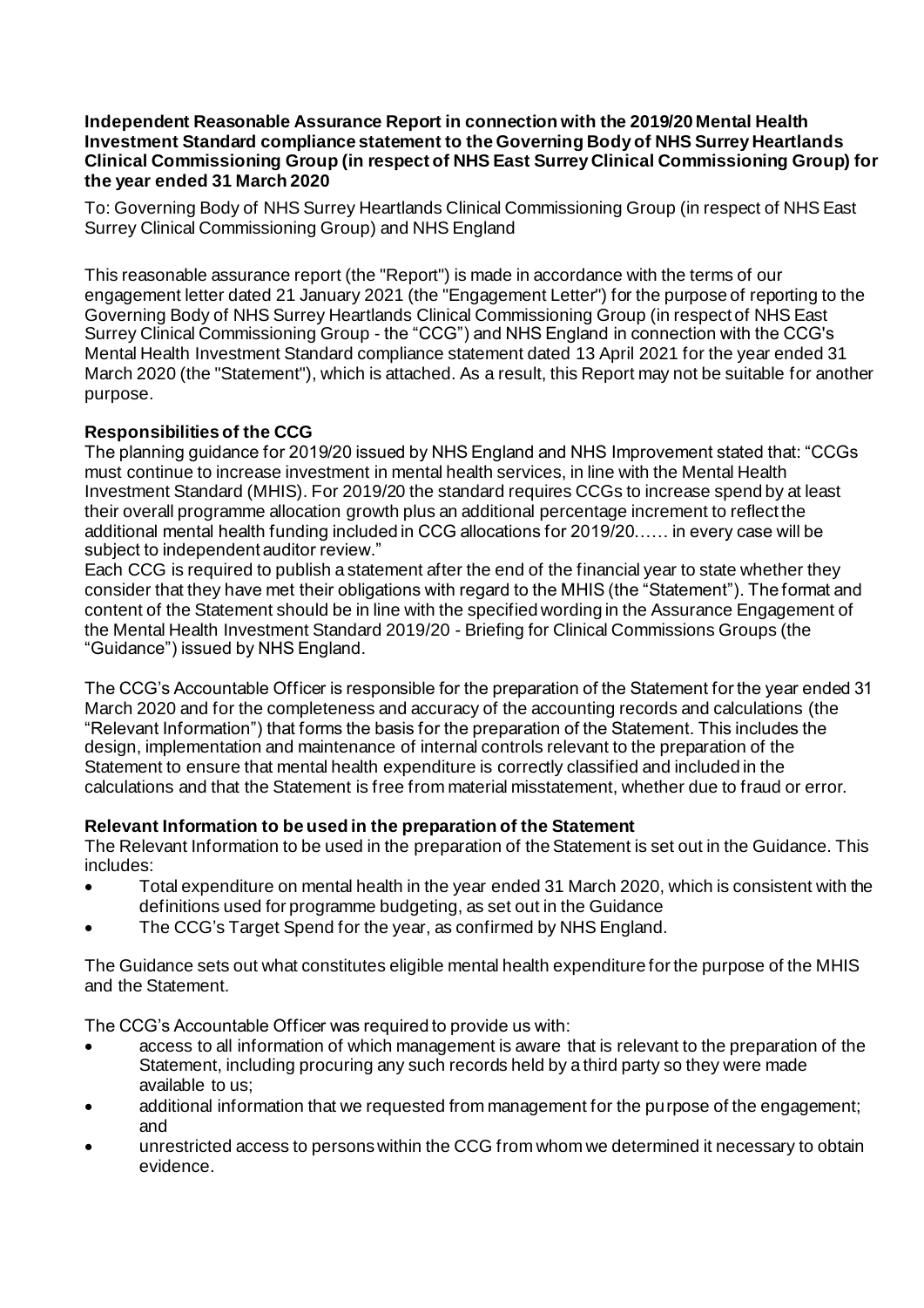**Independent Reasonable Assurance Report in connection with the 2019/20 Mental Health Investment Standard compliance statement to the Governing Body of NHS Surrey Heartlands Clinical Commissioning Group (in respect of NHS East Surrey Clinical Commissioning Group) for the year ended 31 March 2020**

To: Governing Body of NHS Surrey Heartlands Clinical Commissioning Group (in respect of NHS East Surrey Clinical Commissioning Group) and NHS England

This reasonable assurance report (the "Report") is made in accordance with the terms of our engagement letter dated 21 January 2021 (the "Engagement Letter") for the purpose of reporting to the Governing Body of NHS Surrey Heartlands Clinical Commissioning Group (in respect of NHS East Surrey Clinical Commissioning Group - the "CCG") and NHS England in connection with the CCG's Mental Health Investment Standard compliance statement dated 13 April 2021 for the year ended 31 March 2020 (the "Statement"), which is attached. As a result, this Report may not be suitable for another purpose.

**Responsibilities of the CCG**

The planning guidance for 2019/20 issued by NHS England and NHS Improvement stated that: "CCGs must continue to increase investment in mental health services, in line with the Mental Health Investment Standard (MHIS). For 2019/20 the standard requires CCGs to increase spend by at least their overall programme allocation growth plus an additional percentage increment to reflect the additional mental health funding included in CCG allocations for 2019/20…… in every case will be subject to independent auditor review."

Each CCG is required to publish a statement after the end of the financial year to state whether they consider that they have met their obligations with regard to the MHIS (the "Statement"). The format and content of the Statement should be in line with the specified wording in the Assurance Engagement of the Mental Health Investment Standard 2019/20 - Briefing for Clinical Commissions Groups (the "Guidance") issued by NHS England.

The CCG's Accountable Officer is responsible for the preparation of the Statement for the year ended 31 March 2020 and for the completeness and accuracy of the accounting records and calculations (the "Relevant Information") that forms the basis for the preparation of the Statement. This includes the design, implementation and maintenance of internal controls relevant to the preparation of the Statement to ensure that mental health expenditure is correctly classified and included in the calculations and that the Statement is free from material misstatement, whether due to fraud or error.

**Relevant Information to be used in the preparation of the Statement**

The Relevant Information to be used in the preparation of the Statement is set out in the Guidance. This includes:

- Total expenditure on mental health in the year ended 31 March 2020, which is consistent with the definitions used for programme budgeting, as set out in the Guidance
- The CCG's Target Spend for the year, as confirmed by NHS England.

The Guidance sets out what constitutes eligible mental health expenditure for the purpose of the MHIS and the Statement.

The CCG's Accountable Officer was required to provide us with:

- access to all information of which management is aware that is relevant to the preparation of the Statement, including procuring any such records held by a third party so they were made available to us;
- additional information that we requested from management for the purpose of the engagement; and
- unrestricted access to persons within the CCG from whom we determined it necessary to obtain evidence.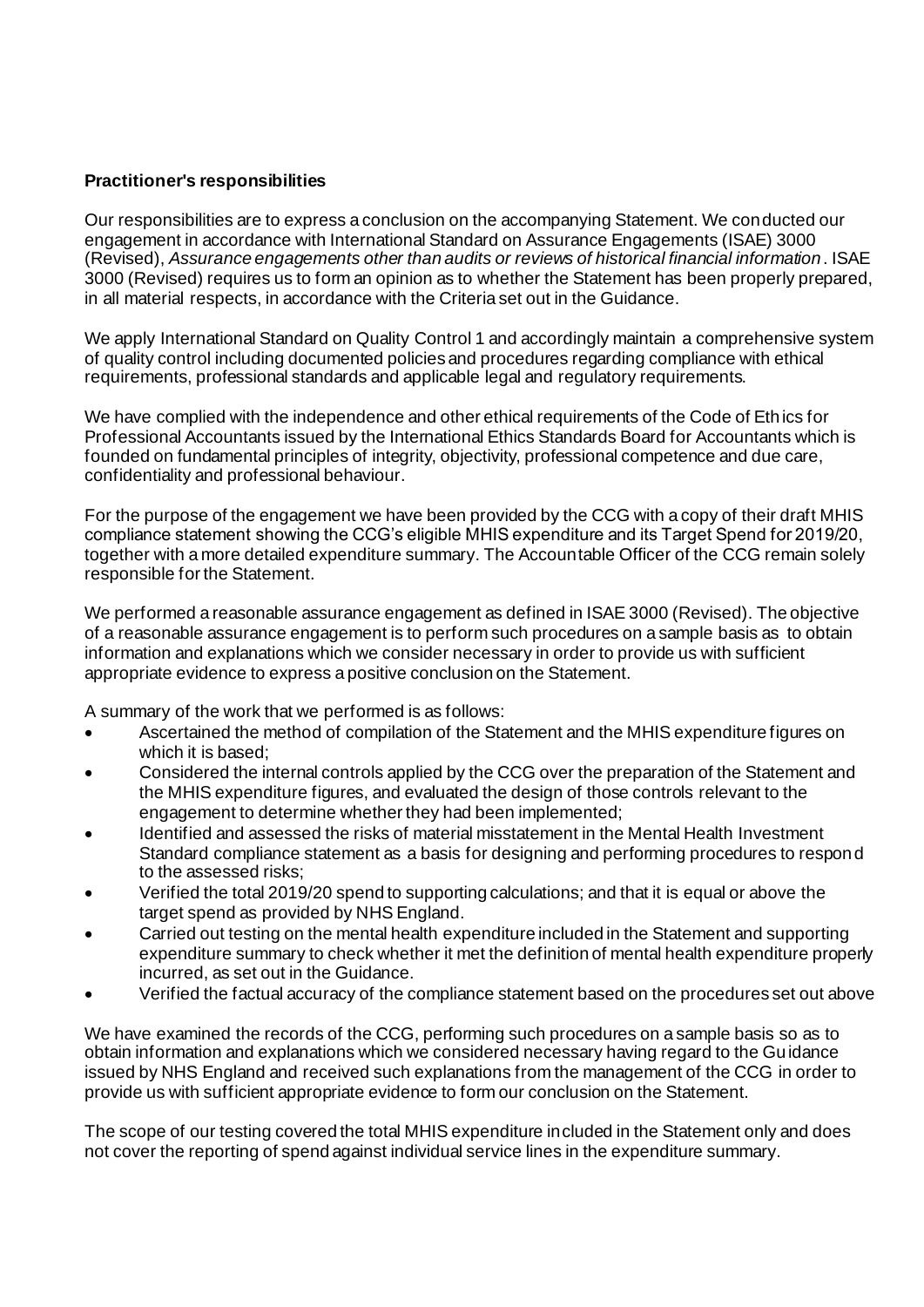**Practitioner's responsibilities**

Our responsibilities are to express a conclusion on the accompanying Statement. We conducted our engagement in accordance with International Standard on Assurance Engagements (ISAE) 3000 (Revised), *Assurance engagements other than audits or reviews of historical financial information*. ISAE 3000 (Revised) requires us to form an opinion as to whether the Statement has been properly prepared, in all material respects, in accordance with the Criteria set out in the Guidance.

We apply International Standard on Quality Control 1 and accordingly maintain a comprehensive system of quality control including documented policies and procedures regarding compliance with ethical requirements, professional standards and applicable legal and regulatory requirements.

We have complied with the independence and other ethical requirements of the Code of Ethics for Professional Accountants issued by the International Ethics Standards Board for Accountants which is founded on fundamental principles of integrity, objectivity, professional competence and due care, confidentiality and professional behaviour.

For the purpose of the engagement we have been provided by the CCG with a copy of their draft MHIS compliance statement showing the CCG's eligible MHIS expenditure and its Target Spend for 2019/20, together with a more detailed expenditure summary. The Accountable Officer of the CCG remain solely responsible for the Statement.

We performed a reasonable assurance engagement as defined in ISAE 3000 (Revised). The objective of a reasonable assurance engagement is to perform such procedures on a sample basis as to obtain information and explanations which we consider necessary in order to provide us with sufficient appropriate evidence to express a positive conclusion on the Statement.

A summary of the work that we performed is as follows:

- Ascertained the method of compilation of the Statement and the MHIS expenditure figures on which it is based;
- Considered the internal controls applied by the CCG over the preparation of the Statement and the MHIS expenditure figures, and evaluated the design of those controls relevant to the engagement to determine whether they had been implemented;
- Identified and assessed the risks of material misstatement in the Mental Health Investment Standard compliance statement as a basis for designing and performing procedures to respond to the assessed risks;
- Verified the total 2019/20 spend to supporting calculations; and that it is equal or above the target spend as provided by NHS England.
- Carried out testing on the mental health expenditure included in the Statement and supporting expenditure summary to check whether it met the definition of mental health expenditure properly incurred, as set out in the Guidance.
- Verified the factual accuracy of the compliance statement based on the procedures set out above

We have examined the records of the CCG, performing such procedures on a sample basis so as to obtain information and explanations which we considered necessary having regard to the Guidance issued by NHS England and received such explanations from the management of the CCG in order to provide us with sufficient appropriate evidence to form our conclusion on the Statement.

The scope of our testing covered the total MHIS expenditure included in the Statement only and does not cover the reporting of spend against individual service lines in the expenditure summary.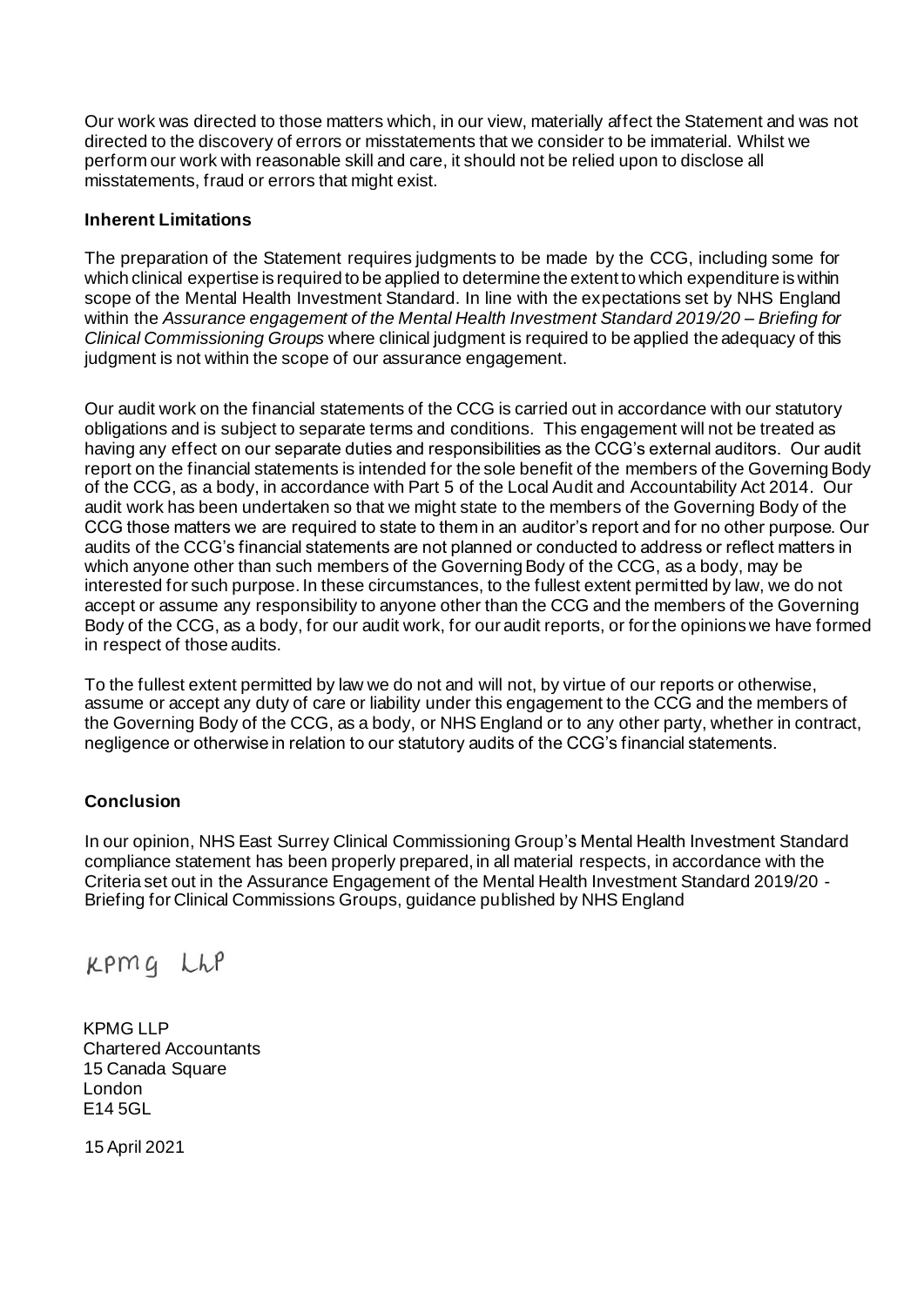Our work was directed to those matters which, in our view, materially affect the Statement and was not directed to the discovery of errors or misstatements that we consider to be immaterial. Whilst we perform our work with reasonable skill and care, it should not be relied upon to disclose all misstatements, fraud or errors that might exist.

**Inherent Limitations**

The preparation of the Statement requires judgments to be made by the CCG, including some for which clinical expertise is required to be applied to determine the extent to which expenditure is within scope of the Mental Health Investment Standard. In line with the expectations set by NHS England within the *Assurance engagement of the Mental Health Investment Standard 2019/20 – Briefing for Clinical Commissioning Groups* where clinical judgment is required to be applied the adequacy of this judgment is not within the scope of our assurance engagement.

Our audit work on the financial statements of the CCG is carried out in accordance with our statutory obligations and is subject to separate terms and conditions. This engagement will not be treated as having any effect on our separate duties and responsibilities as the CCG's external auditors. Our audit report on the financial statements is intended for the sole benefit of the members of the Governing Body of the CCG, as a body, in accordance with Part 5 of the Local Audit and Accountability Act 2014. Our audit work has been undertaken so that we might state to the members of the Governing Body of the CCG those matters we are required to state to them in an auditor's report and for no other purpose. Our audits of the CCG's financial statements are not planned or conducted to address or reflect matters in which anyone other than such members of the Governing Body of the CCG, as a body, may be interested for such purpose. In these circumstances, to the fullest extent permitted by law, we do not accept or assume any responsibility to anyone other than the CCG and the members of the Governing Body of the CCG, as a body, for our audit work, for our audit reports, or for the opinions we have formed in respect of those audits.

To the fullest extent permitted by law we do not and will not, by virtue of our reports or otherwise, assume or accept any duty of care or liability under this engagement to the CCG and the members of the Governing Body of the CCG, as a body, or NHS England or to any other party, whether in contract, negligence or otherwise in relation to our statutory audits of the CCG's financial statements.

**Conclusion**

In our opinion, NHS East Surrey Clinical Commissioning Group's Mental Health Investment Standard compliance statement has been properly prepared, in all material respects, in accordance with the Criteria set out in the Assurance Engagement of the Mental Health Investment Standard 2019/20 - Briefing for Clinical Commissions Groups, guidance published by NHS England

KPMG LLP

KPMG LLP
Chartered Accountants
15 Canada Square
London
E14 5GL

15 April 2021